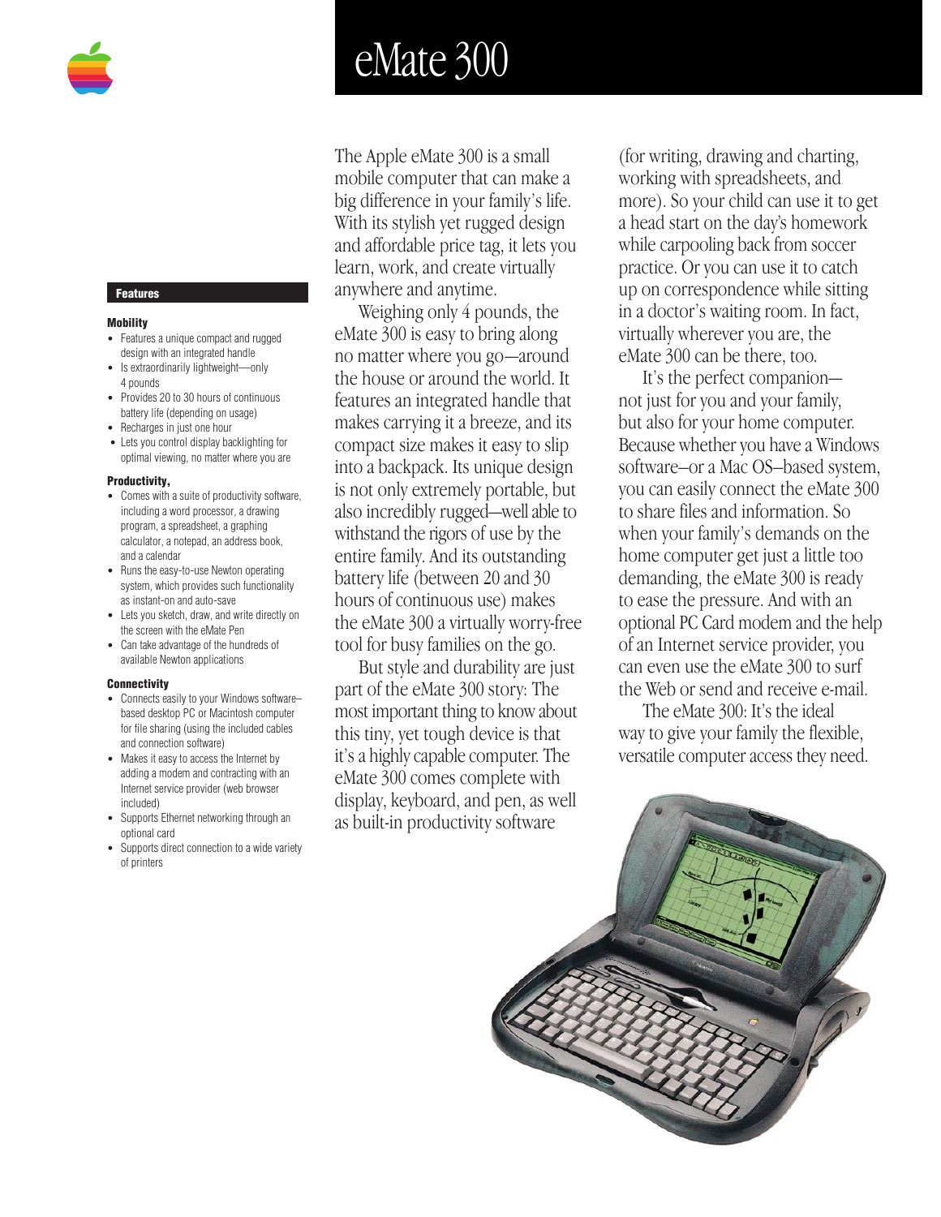# eMate 300

The Apple eMate 300 is a small mobile computer that can make a big difference in your family's life. With its stylish yet rugged design and affordable price tag, it lets you learn, work, and create virtually anywhere and anytime.

Weighing only 4 pounds, the eMate 300 is easy to bring along no matter where you go—around the house or around the world. It features an integrated handle that makes carrying it a breeze, and its compact size makes it easy to slip into a backpack. Its unique design is not only extremely portable, but also incredibly rugged—well able to withstand the rigors of use by the entire family. And its outstanding battery life (between 20 and 30 hours of continuous use) makes the eMate 300 a virtually worry-free tool for busy families on the go.

But style and durability are just part of the eMate 300 story: The most important thing to know about this tiny, yet tough device is that it's a highly capable computer. The eMate 300 comes complete with display, keyboard, and pen, as well as built-in productivity software (for writing, drawing and charting, working with spreadsheets, and more). So your child can use it to get a head start on the day's homework while carpooling back from soccer practice. Or you can use it to catch up on correspondence while sitting in a doctor's waiting room. In fact, virtually wherever you are, the eMate 300 can be there, too.

It's the perfect companion—not just for you and your family, but also for your home computer. Because whether you have a Windows software–or a Mac OS–based system, you can easily connect the eMate 300 to share files and information. So when your family's demands on the home computer get just a little too demanding, the eMate 300 is ready to ease the pressure. And with an optional PC Card modem and the help of an Internet service provider, you can even use the eMate 300 to surf the Web or send and receive e-mail.

The eMate 300: It's the ideal way to give your family the flexible, versatile computer access they need.

## Features

### Mobility

- Features a unique compact and rugged design with an integrated handle
- Is extraordinarily lightweight—only 4 pounds
- Provides 20 to 30 hours of continuous battery life (depending on usage)
- Recharges in just one hour
- Lets you control display backlighting for optimal viewing, no matter where you are

### Productivity,

- Comes with a suite of productivity software, including a word processor, a drawing program, a spreadsheet, a graphing calculator, a notepad, an address book, and a calendar
- Runs the easy-to-use Newton operating system, which provides such functionality as instant-on and auto-save
- Lets you sketch, draw, and write directly on the screen with the eMate Pen
- Can take advantage of the hundreds of available Newton applications

### Connectivity

- Connects easily to your Windows software–based desktop PC or Macintosh computer for file sharing (using the included cables and connection software)
- Makes it easy to access the Internet by adding a modem and contracting with an Internet service provider (web browser included)
- Supports Ethernet networking through an optional card
- Supports direct connection to a wide variety of printers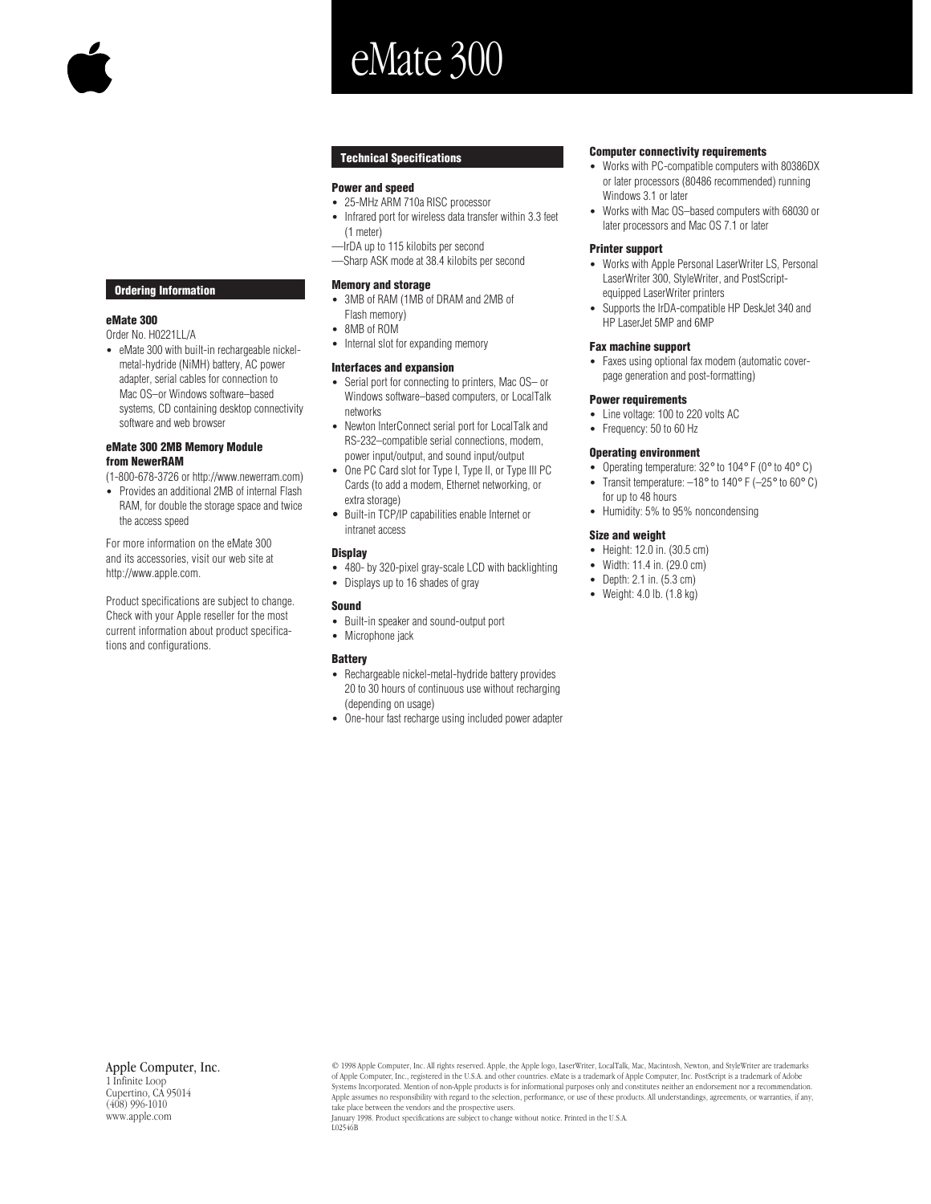# eMate 300

## Ordering Information

**eMate 300**

Order No. H0221LL/A

- eMate 300 with built-in rechargeable nickel-metal-hydride (NiMH) battery, AC power adapter, serial cables for connection to Mac OS–or Windows software–based systems, CD containing desktop connectivity software and web browser

**eMate 300 2MB Memory Module from NewerRAM**

(1-800-678-3726 or http://www.newerram.com)

- Provides an additional 2MB of internal Flash RAM, for double the storage space and twice the access speed

For more information on the eMate 300 and its accessories, visit our web site at http://www.apple.com.

Product specifications are subject to change. Check with your Apple reseller for the most current information about product specifications and configurations.

## Technical Specifications

**Power and speed**

- 25-MHz ARM 710a RISC processor
- Infrared port for wireless data transfer within 3.3 feet (1 meter)

—IrDA up to 115 kilobits per second
—Sharp ASK mode at 38.4 kilobits per second

**Memory and storage**

- 3MB of RAM (1MB of DRAM and 2MB of Flash memory)
- 8MB of ROM
- Internal slot for expanding memory

**Interfaces and expansion**

- Serial port for connecting to printers, Mac OS– or Windows software–based computers, or LocalTalk networks
- Newton InterConnect serial port for LocalTalk and RS-232–compatible serial connections, modem, power input/output, and sound input/output
- One PC Card slot for Type I, Type II, or Type III PC Cards (to add a modem, Ethernet networking, or extra storage)
- Built-in TCP/IP capabilities enable Internet or intranet access

**Display**

- 480- by 320-pixel gray-scale LCD with backlighting
- Displays up to 16 shades of gray

**Sound**

- Built-in speaker and sound-output port
- Microphone jack

**Battery**

- Rechargeable nickel-metal-hydride battery provides 20 to 30 hours of continuous use without recharging (depending on usage)
- One-hour fast recharge using included power adapter

**Computer connectivity requirements**

- Works with PC-compatible computers with 80386DX or later processors (80486 recommended) running Windows 3.1 or later
- Works with Mac OS–based computers with 68030 or later processors and Mac OS 7.1 or later

**Printer support**

- Works with Apple Personal LaserWriter LS, Personal LaserWriter 300, StyleWriter, and PostScript-equipped LaserWriter printers
- Supports the IrDA-compatible HP DeskJet 340 and HP LaserJet 5MP and 6MP

**Fax machine support**

- Faxes using optional fax modem (automatic cover-page generation and post-formatting)

**Power requirements**

- Line voltage: 100 to 220 volts AC
- Frequency: 50 to 60 Hz

**Operating environment**

- Operating temperature: 32° to 104° F (0° to 40° C)
- Transit temperature: –18° to 140° F (–25° to 60° C) for up to 48 hours
- Humidity: 5% to 95% noncondensing

**Size and weight**

- Height: 12.0 in. (30.5 cm)
- Width: 11.4 in. (29.0 cm)
- Depth: 2.1 in. (5.3 cm)
- Weight: 4.0 lb. (1.8 kg)

Apple Computer, Inc.
1 Infinite Loop
Cupertino, CA 95014
(408) 996-1010
www.apple.com

© 1998 Apple Computer, Inc. All rights reserved. Apple, the Apple logo, LaserWriter, LocalTalk, Mac, Macintosh, Newton, and StyleWriter are trademarks of Apple Computer, Inc., registered in the U.S.A. and other countries. eMate is a trademark of Apple Computer, Inc. PostScript is a trademark of Adobe Systems Incorporated. Mention of non-Apple products is for informational purposes only and constitutes neither an endorsement nor a recommendation. Apple assumes no responsibility with regard to the selection, performance, or use of these products. All understandings, agreements, or warranties, if any, take place between the vendors and the prospective users.
January 1998. Product specifications are subject to change without notice. Printed in the U.S.A.
L02546B